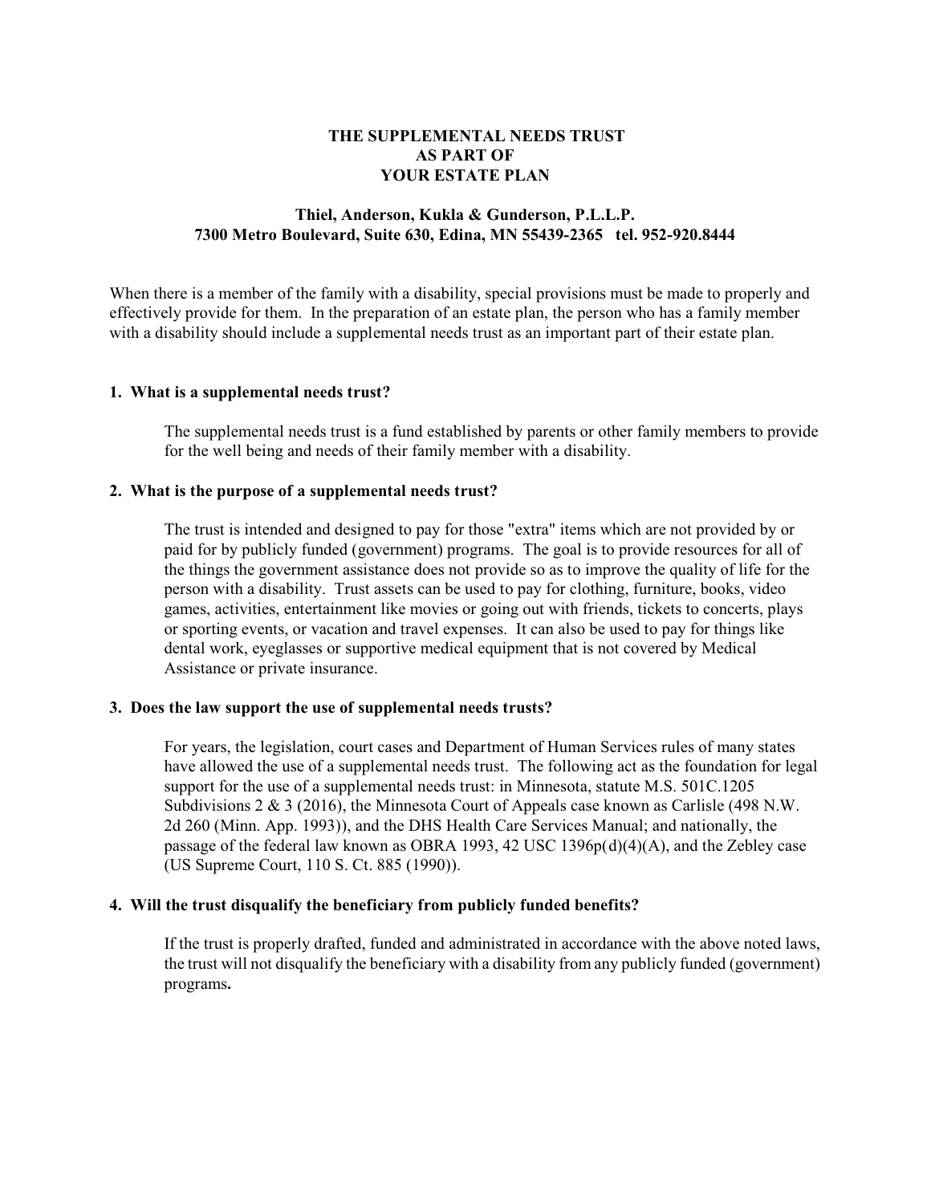# THE SUPPLEMENTAL NEEDS TRUST AS PART OF YOUR ESTATE PLAN

**Thiel, Anderson, Kukla & Gunderson, P.L.L.P.**
**7300 Metro Boulevard, Suite 630, Edina, MN 55439-2365 tel. 952-920.8444**

When there is a member of the family with a disability, special provisions must be made to properly and effectively provide for them. In the preparation of an estate plan, the person who has a family member with a disability should include a supplemental needs trust as an important part of their estate plan.

### 1. What is a supplemental needs trust?

The supplemental needs trust is a fund established by parents or other family members to provide for the well being and needs of their family member with a disability.

### 2. What is the purpose of a supplemental needs trust?

The trust is intended and designed to pay for those "extra" items which are not provided by or paid for by publicly funded (government) programs. The goal is to provide resources for all of the things the government assistance does not provide so as to improve the quality of life for the person with a disability. Trust assets can be used to pay for clothing, furniture, books, video games, activities, entertainment like movies or going out with friends, tickets to concerts, plays or sporting events, or vacation and travel expenses. It can also be used to pay for things like dental work, eyeglasses or supportive medical equipment that is not covered by Medical Assistance or private insurance.

### 3. Does the law support the use of supplemental needs trusts?

For years, the legislation, court cases and Department of Human Services rules of many states have allowed the use of a supplemental needs trust. The following act as the foundation for legal support for the use of a supplemental needs trust: in Minnesota, statute M.S. 501C.1205 Subdivisions 2 & 3 (2016), the Minnesota Court of Appeals case known as Carlisle (498 N.W. 2d 260 (Minn. App. 1993)), and the DHS Health Care Services Manual; and nationally, the passage of the federal law known as OBRA 1993, 42 USC 1396p(d)(4)(A), and the Zebley case (US Supreme Court, 110 S. Ct. 885 (1990)).

### 4. Will the trust disqualify the beneficiary from publicly funded benefits?

If the trust is properly drafted, funded and administrated in accordance with the above noted laws, the trust will not disqualify the beneficiary with a disability from any publicly funded (government) programs**.**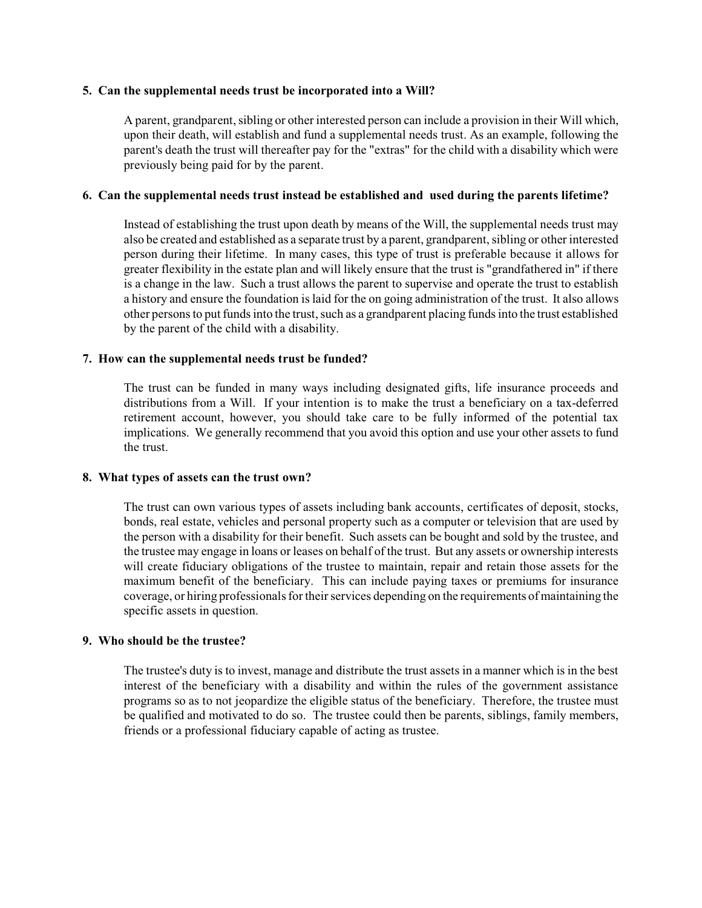**5. Can the supplemental needs trust be incorporated into a Will?**

A parent, grandparent, sibling or other interested person can include a provision in their Will which, upon their death, will establish and fund a supplemental needs trust. As an example, following the parent's death the trust will thereafter pay for the "extras" for the child with a disability which were previously being paid for by the parent.

**6. Can the supplemental needs trust instead be established and used during the parents lifetime?**

Instead of establishing the trust upon death by means of the Will, the supplemental needs trust may also be created and established as a separate trust by a parent, grandparent, sibling or other interested person during their lifetime. In many cases, this type of trust is preferable because it allows for greater flexibility in the estate plan and will likely ensure that the trust is "grandfathered in" if there is a change in the law. Such a trust allows the parent to supervise and operate the trust to establish a history and ensure the foundation is laid for the on going administration of the trust. It also allows other persons to put funds into the trust, such as a grandparent placing funds into the trust established by the parent of the child with a disability.

**7. How can the supplemental needs trust be funded?**

The trust can be funded in many ways including designated gifts, life insurance proceeds and distributions from a Will. If your intention is to make the trust a beneficiary on a tax-deferred retirement account, however, you should take care to be fully informed of the potential tax implications. We generally recommend that you avoid this option and use your other assets to fund the trust.

**8. What types of assets can the trust own?**

The trust can own various types of assets including bank accounts, certificates of deposit, stocks, bonds, real estate, vehicles and personal property such as a computer or television that are used by the person with a disability for their benefit. Such assets can be bought and sold by the trustee, and the trustee may engage in loans or leases on behalf of the trust. But any assets or ownership interests will create fiduciary obligations of the trustee to maintain, repair and retain those assets for the maximum benefit of the beneficiary. This can include paying taxes or premiums for insurance coverage, or hiring professionals for their services depending on the requirements of maintaining the specific assets in question.

**9. Who should be the trustee?**

The trustee's duty is to invest, manage and distribute the trust assets in a manner which is in the best interest of the beneficiary with a disability and within the rules of the government assistance programs so as to not jeopardize the eligible status of the beneficiary. Therefore, the trustee must be qualified and motivated to do so. The trustee could then be parents, siblings, family members, friends or a professional fiduciary capable of acting as trustee.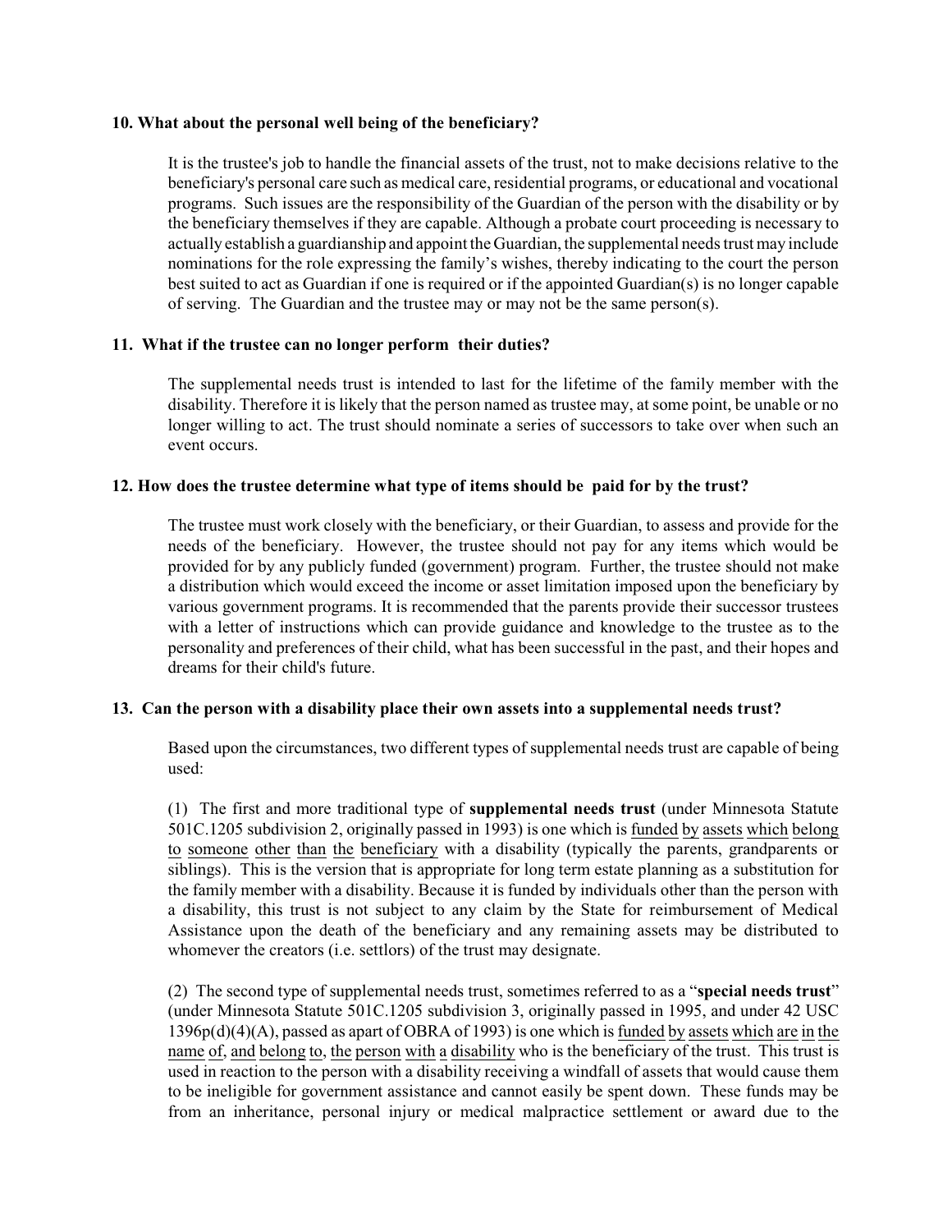**10. What about the personal well being of the beneficiary?**

It is the trustee's job to handle the financial assets of the trust, not to make decisions relative to the beneficiary's personal care such as medical care, residential programs, or educational and vocational programs. Such issues are the responsibility of the Guardian of the person with the disability or by the beneficiary themselves if they are capable. Although a probate court proceeding is necessary to actually establish a guardianship and appoint the Guardian, the supplemental needs trust may include nominations for the role expressing the family's wishes, thereby indicating to the court the person best suited to act as Guardian if one is required or if the appointed Guardian(s) is no longer capable of serving. The Guardian and the trustee may or may not be the same person(s).

**11. What if the trustee can no longer perform their duties?**

The supplemental needs trust is intended to last for the lifetime of the family member with the disability. Therefore it is likely that the person named as trustee may, at some point, be unable or no longer willing to act. The trust should nominate a series of successors to take over when such an event occurs.

**12. How does the trustee determine what type of items should be paid for by the trust?**

The trustee must work closely with the beneficiary, or their Guardian, to assess and provide for the needs of the beneficiary. However, the trustee should not pay for any items which would be provided for by any publicly funded (government) program. Further, the trustee should not make a distribution which would exceed the income or asset limitation imposed upon the beneficiary by various government programs. It is recommended that the parents provide their successor trustees with a letter of instructions which can provide guidance and knowledge to the trustee as to the personality and preferences of their child, what has been successful in the past, and their hopes and dreams for their child's future.

**13. Can the person with a disability place their own assets into a supplemental needs trust?**

Based upon the circumstances, two different types of supplemental needs trust are capable of being used:

(1) The first and more traditional type of **supplemental needs trust** (under Minnesota Statute 501C.1205 subdivision 2, originally passed in 1993) is one which is <u>funded by assets which belong to someone other than the beneficiary</u> with a disability (typically the parents, grandparents or siblings). This is the version that is appropriate for long term estate planning as a substitution for the family member with a disability. Because it is funded by individuals other than the person with a disability, this trust is not subject to any claim by the State for reimbursement of Medical Assistance upon the death of the beneficiary and any remaining assets may be distributed to whomever the creators (i.e. settlors) of the trust may designate.

(2) The second type of supplemental needs trust, sometimes referred to as a "**special needs trust**" (under Minnesota Statute 501C.1205 subdivision 3, originally passed in 1995, and under 42 USC 1396p(d)(4)(A), passed as apart of OBRA of 1993) is one which is <u>funded by assets which are in the name of, and belong to, the person with a disability</u> who is the beneficiary of the trust. This trust is used in reaction to the person with a disability receiving a windfall of assets that would cause them to be ineligible for government assistance and cannot easily be spent down. These funds may be from an inheritance, personal injury or medical malpractice settlement or award due to the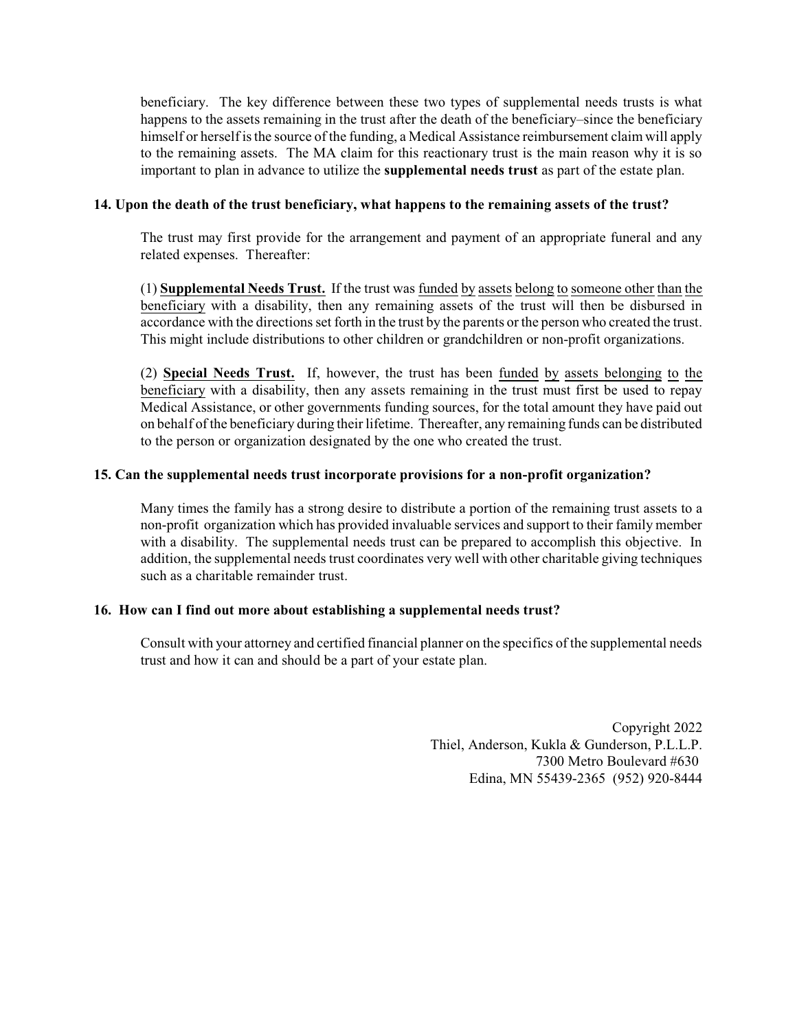beneficiary. The key difference between these two types of supplemental needs trusts is what happens to the assets remaining in the trust after the death of the beneficiary–since the beneficiary himself or herself is the source of the funding, a Medical Assistance reimbursement claim will apply to the remaining assets. The MA claim for this reactionary trust is the main reason why it is so important to plan in advance to utilize the **supplemental needs trust** as part of the estate plan.

**14. Upon the death of the trust beneficiary, what happens to the remaining assets of the trust?**

The trust may first provide for the arrangement and payment of an appropriate funeral and any related expenses. Thereafter:

(1) **Supplemental Needs Trust.** If the trust was funded by assets belong to someone other than the beneficiary with a disability, then any remaining assets of the trust will then be disbursed in accordance with the directions set forth in the trust by the parents or the person who created the trust. This might include distributions to other children or grandchildren or non-profit organizations.

(2) **Special Needs Trust.** If, however, the trust has been funded by assets belonging to the beneficiary with a disability, then any assets remaining in the trust must first be used to repay Medical Assistance, or other governments funding sources, for the total amount they have paid out on behalf of the beneficiary during their lifetime. Thereafter, any remaining funds can be distributed to the person or organization designated by the one who created the trust.

**15. Can the supplemental needs trust incorporate provisions for a non-profit organization?**

Many times the family has a strong desire to distribute a portion of the remaining trust assets to a non-profit organization which has provided invaluable services and support to their family member with a disability. The supplemental needs trust can be prepared to accomplish this objective. In addition, the supplemental needs trust coordinates very well with other charitable giving techniques such as a charitable remainder trust.

**16. How can I find out more about establishing a supplemental needs trust?**

Consult with your attorney and certified financial planner on the specifics of the supplemental needs trust and how it can and should be a part of your estate plan.

Copyright 2022
Thiel, Anderson, Kukla & Gunderson, P.L.L.P.
7300 Metro Boulevard #630
Edina, MN 55439-2365 (952) 920-8444